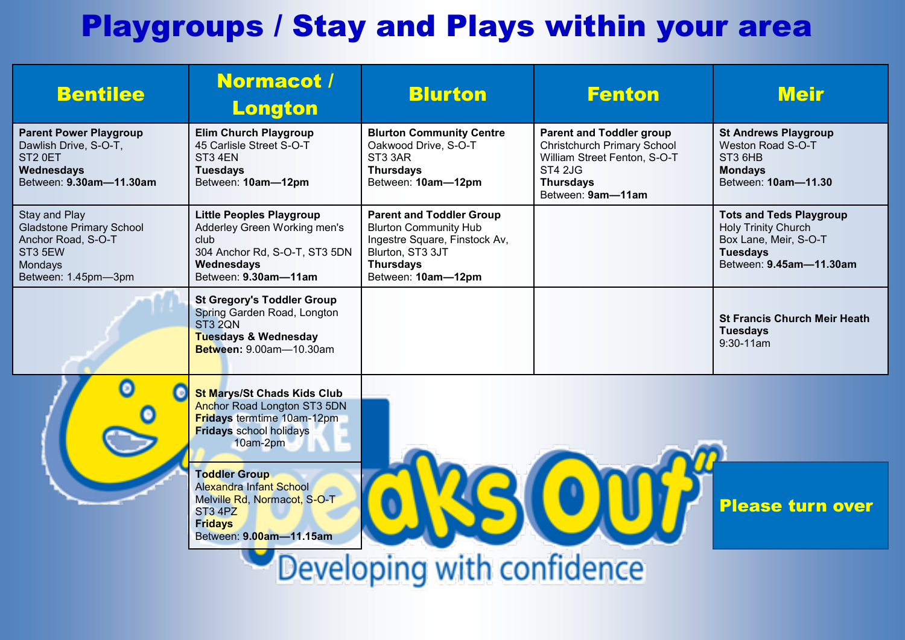# Playgroups / Stay and Plays within your area

| Bentilee | Normacot / Longton | Blurton | Fenton | Meir |
|---|---|---|---|---|
| **Parent Power Playgroup**<br>Dawlish Drive, S-O-T,<br>ST2 0ET<br>**Wednesdays**<br>Between: **9.30am—11.30am** | **Elim Church Playgroup**<br>45 Carlisle Street S-O-T<br>ST3 4EN<br>**Tuesdays**<br>Between: **10am—12pm** | **Blurton Community Centre**<br>Oakwood Drive, S-O-T<br>ST3 3AR<br>**Thursdays**<br>Between: **10am—12pm** | **Parent and Toddler group**<br>Christchurch Primary School<br>William Street Fenton, S-O-T<br>ST4 2JG<br>**Thursdays**<br>Between: **9am—11am** | **St Andrews Playgroup**<br>Weston Road S-O-T<br>ST3 6HB<br>**Mondays**<br>Between: **10am—11.30** |
| Stay and Play<br>Gladstone Primary School<br>Anchor Road, S-O-T<br>ST3 5EW<br>Mondays<br>Between: 1.45pm—3pm | **Little Peoples Playgroup**<br>Adderley Green Working men's club<br>304 Anchor Rd, S-O-T, ST3 5DN<br>**Wednesdays**<br>Between: **9.30am—11am** | **Parent and Toddler Group**<br>Blurton Community Hub<br>Ingestre Square, Finstock Av, Blurton, ST3 3JT<br>**Thursdays**<br>Between: **10am—12pm** | | **Tots and Teds Playgroup**<br>Holy Trinity Church<br>Box Lane, Meir, S-O-T<br>**Tuesdays**<br>Between: **9.45am—11.30am** |
| | **St Gregory's Toddler Group**<br>Spring Garden Road, Longton<br>ST3 2QN<br>**Tuesdays & Wednesday**<br>**Between:** 9.00am—10.30am | | | **St Francis Church Meir Heath**<br>**Tuesdays**<br>9:30-11am |
| | **St Marys/St Chads Kids Club**<br>Anchor Road Longton ST3 5DN<br>**Fridays** termtime 10am-12pm<br>**Fridays** school holidays 10am-2pm | | | |
| | **Toddler Group**<br>Alexandra Infant School<br>Melville Rd, Normacot, S-O-T<br>ST3 4PZ<br>**Fridays**<br>Between: **9.00am—11.15am** | | | |

Stoke Speaks Out — Developing with confidence

**Please turn over**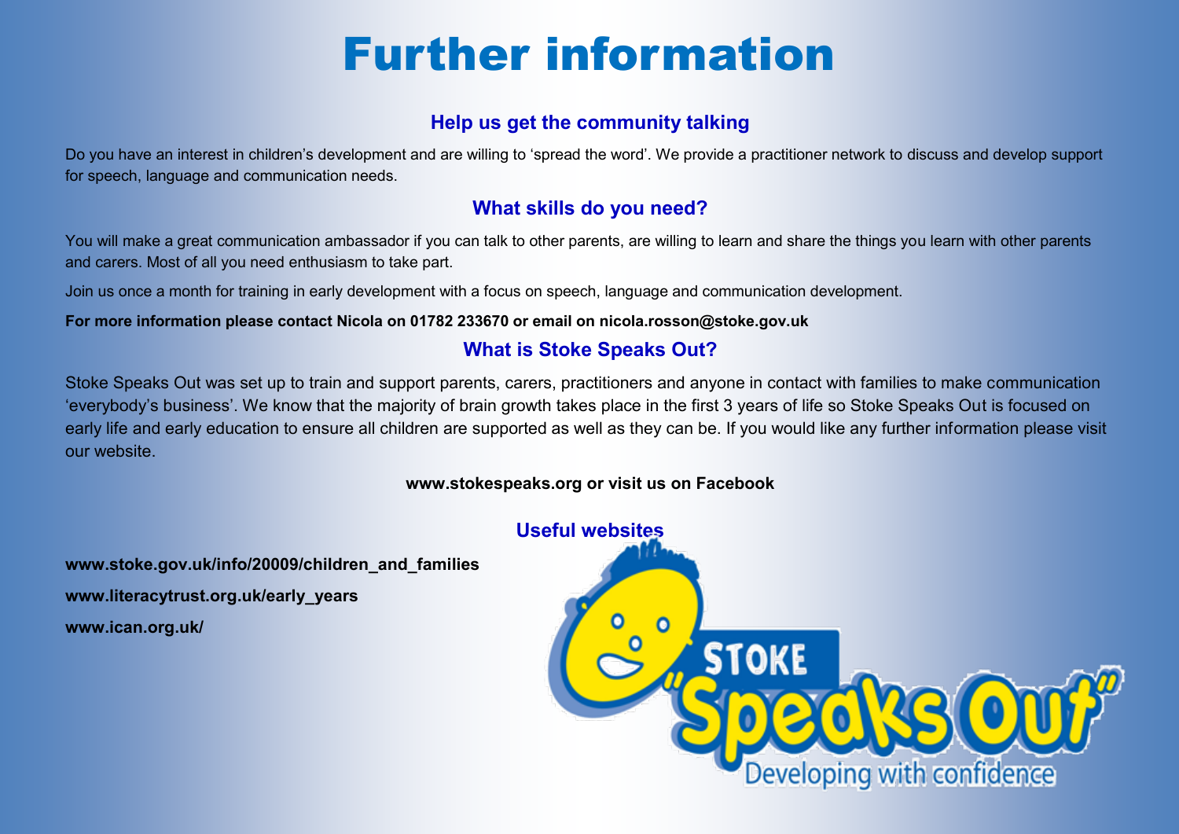# Further information

## Help us get the community talking

Do you have an interest in children's development and are willing to 'spread the word'. We provide a practitioner network to discuss and develop support for speech, language and communication needs.

## What skills do you need?

You will make a great communication ambassador if you can talk to other parents, are willing to learn and share the things you learn with other parents and carers. Most of all you need enthusiasm to take part.

Join us once a month for training in early development with a focus on speech, language and communication development.

**For more information please contact Nicola on 01782 233670 or email on nicola.rosson@stoke.gov.uk**

## What is Stoke Speaks Out?

Stoke Speaks Out was set up to train and support parents, carers, practitioners and anyone in contact with families to make communication 'everybody's business'. We know that the majority of brain growth takes place in the first 3 years of life so Stoke Speaks Out is focused on early life and early education to ensure all children are supported as well as they can be. If you would like any further information please visit our website.

**www.stokespeaks.org or visit us on Facebook**

## Useful websites

**www.stoke.gov.uk/info/20009/children_and_families**

**www.literacytrust.org.uk/early_years**

**www.ican.org.uk/**